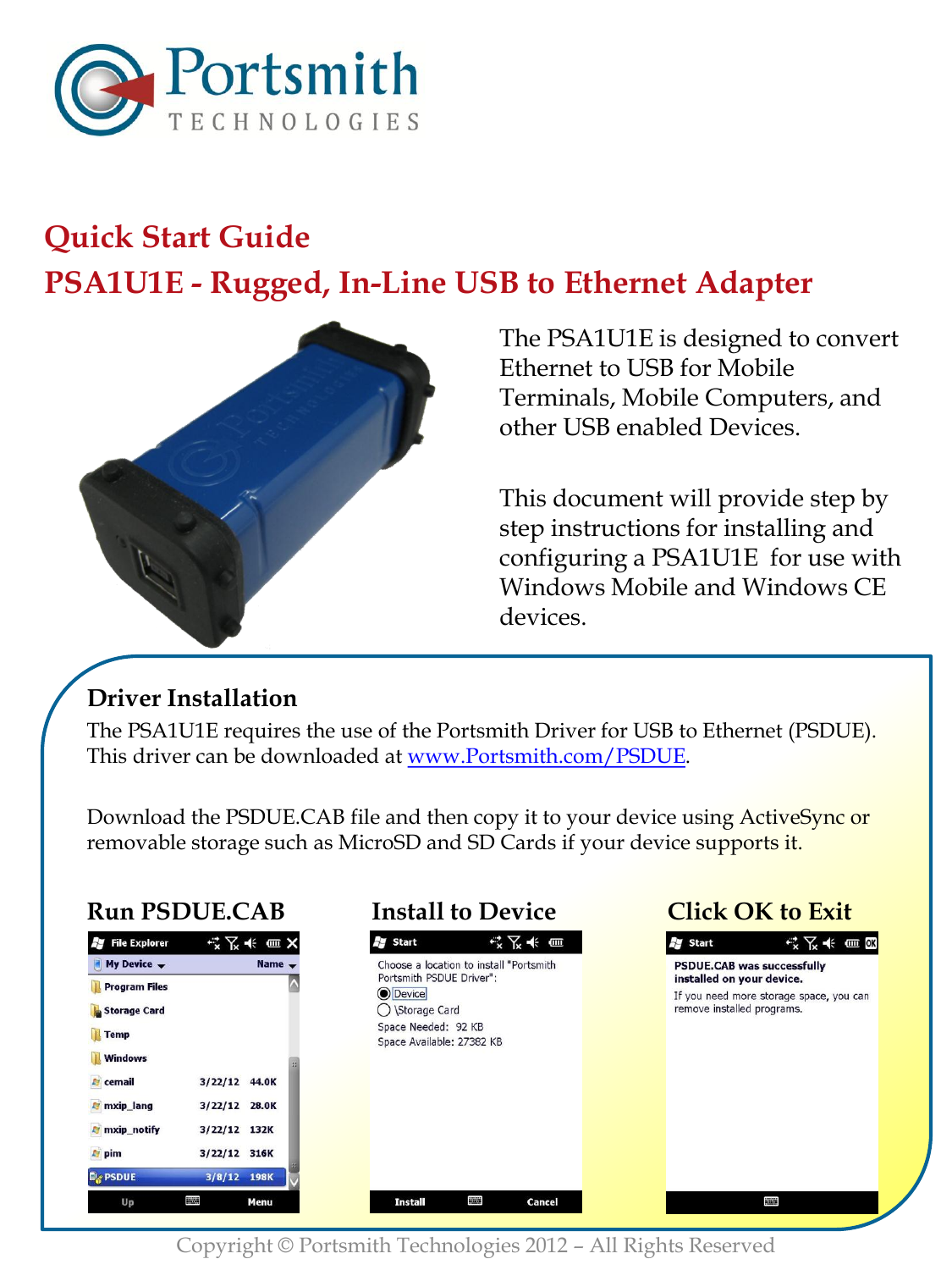# Quick Start Guide

# PSA1U1E - Rugged, In-Line USB to Ethernet Adapter

The PSA1U1E is designed to convert Ethernet to USB for Mobile Terminals, Mobile Computers, and other USB enabled Devices.

This document will provide step by step instructions for installing and configuring a PSA1U1E for use with Windows Mobile and Windows CE devices.

## Driver Installation

The PSA1U1E requires the use of the Portsmith Driver for USB to Ethernet (PSDUE). This driver can be downloaded at www.Portsmith.com/PSDUE.

Download the PSDUE.CAB file and then copy it to your device using ActiveSync or removable storage such as MicroSD and SD Cards if your device supports it.

### Run PSDUE.CAB

### Install to Device

### Click OK to Exit

Copyright © Portsmith Technologies 2012 – All Rights Reserved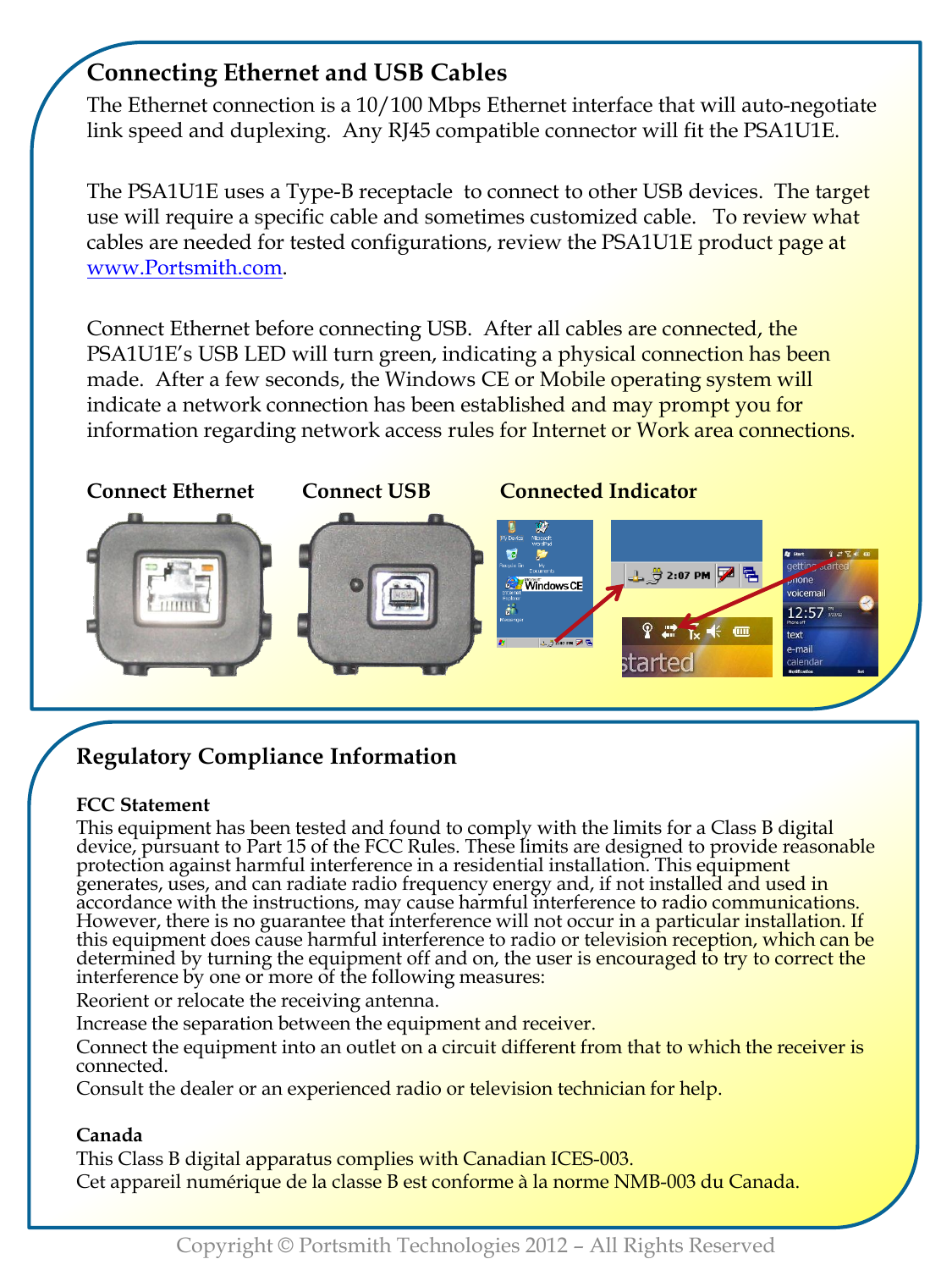## Connecting Ethernet and USB Cables

The Ethernet connection is a 10/100 Mbps Ethernet interface that will auto-negotiate link speed and duplexing. Any RJ45 compatible connector will fit the PSA1U1E.

The PSA1U1E uses a Type-B receptacle to connect to other USB devices. The target use will require a specific cable and sometimes customized cable. To review what cables are needed for tested configurations, review the PSA1U1E product page at [www.Portsmith.com](www.Portsmith.com).

Connect Ethernet before connecting USB. After all cables are connected, the PSA1U1E's USB LED will turn green, indicating a physical connection has been made. After a few seconds, the Windows CE or Mobile operating system will indicate a network connection has been established and may prompt you for information regarding network access rules for Internet or Work area connections.

**Connect Ethernet** **Connect USB** **Connected Indicator**

## Regulatory Compliance Information

**FCC Statement**

This equipment has been tested and found to comply with the limits for a Class B digital device, pursuant to Part 15 of the FCC Rules. These limits are designed to provide reasonable protection against harmful interference in a residential installation. This equipment generates, uses, and can radiate radio frequency energy and, if not installed and used in accordance with the instructions, may cause harmful interference to radio communications. However, there is no guarantee that interference will not occur in a particular installation. If this equipment does cause harmful interference to radio or television reception, which can be determined by turning the equipment off and on, the user is encouraged to try to correct the interference by one or more of the following measures:

Reorient or relocate the receiving antenna.

Increase the separation between the equipment and receiver.

Connect the equipment into an outlet on a circuit different from that to which the receiver is connected.

Consult the dealer or an experienced radio or television technician for help.

**Canada**

This Class B digital apparatus complies with Canadian ICES-003.

Cet appareil numérique de la classe B est conforme à la norme NMB-003 du Canada.

Copyright © Portsmith Technologies 2012 – All Rights Reserved